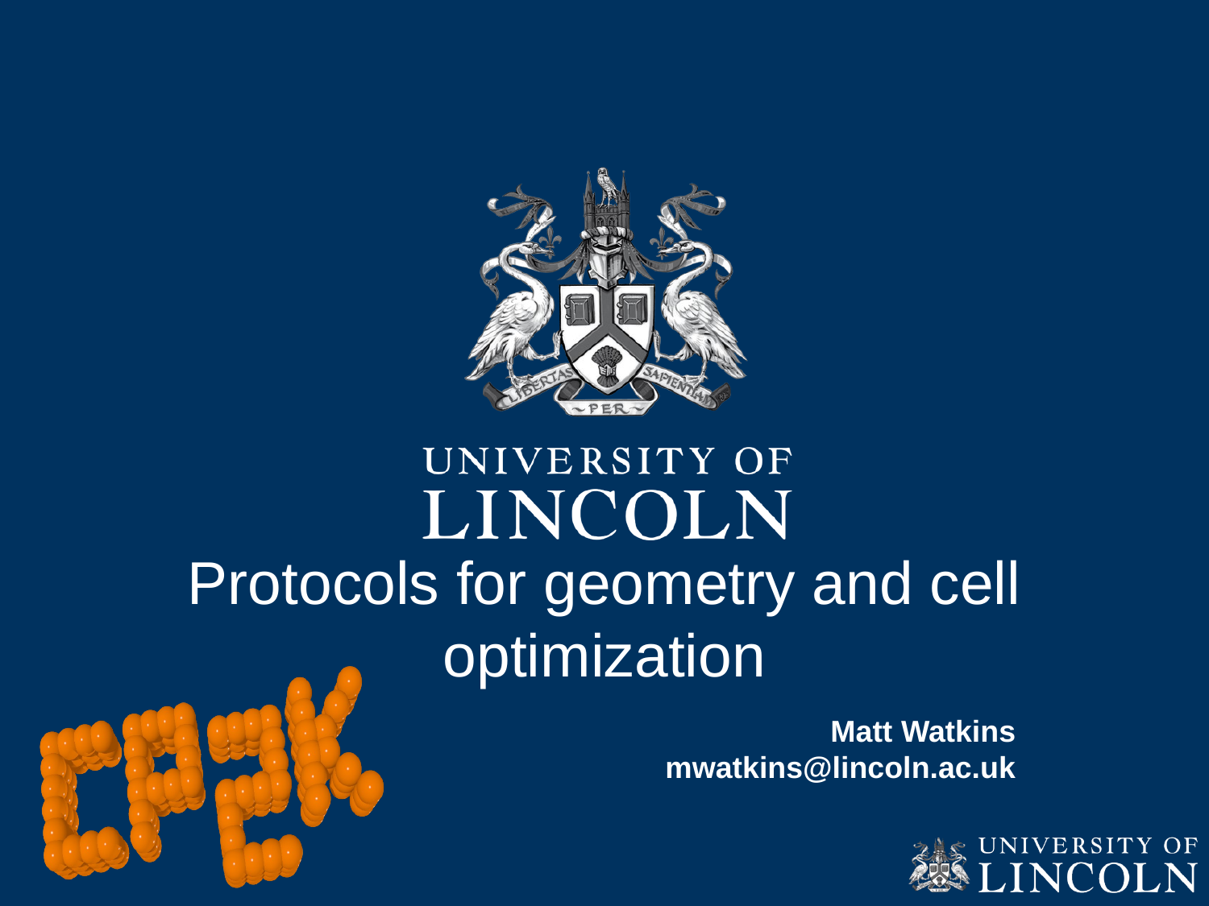UNIVERSITY OF LINCOLN

# Protocols for geometry and cell optimization

**Matt Watkins**
**mwatkins@lincoln.ac.uk**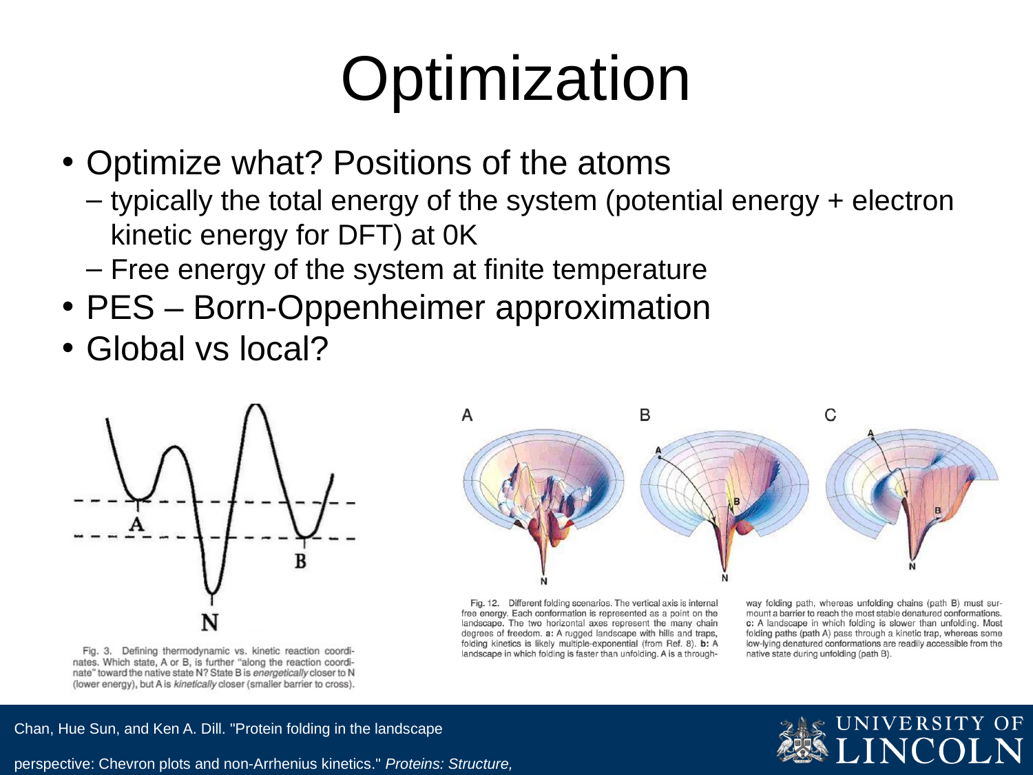# Optimization

- Optimize what? Positions of the atoms
  - typically the total energy of the system (potential energy + electron kinetic energy for DFT) at 0K
  - Free energy of the system at finite temperature
- PES – Born-Oppenheimer approximation
- Global vs local?

Fig. 3. Defining thermodynamic vs. kinetic reaction coordinates. Which state, A or B, is further "along the reaction coordinate" toward the native state N? State B is *energetically* closer to N (lower energy), but A is *kinetically* closer (smaller barrier to cross).

Fig. 12. Different folding scenarios. The vertical axis is internal free energy. Each conformation is represented as a point on the landscape. The two horizontal axes represent the many chain degrees of freedom. **a:** A rugged landscape with hills and traps, folding kinetics is likely multiple-exponential (from Ref. 8). **b:** A landscape in which folding is faster than unfolding. A is a through-way folding path, whereas unfolding chains (path B) must surmount a barrier to reach the most stable denatured conformations. **c:** A landscape in which folding is slower than unfolding. Most folding paths (path A) pass through a kinetic trap, whereas some low-lying denatured conformations are readily accessible from the native state during unfolding (path B).

Chan, Hue Sun, and Ken A. Dill. "Protein folding in the landscape perspective: Chevron plots and non-Arrhenius kinetics." *Proteins: Structure,*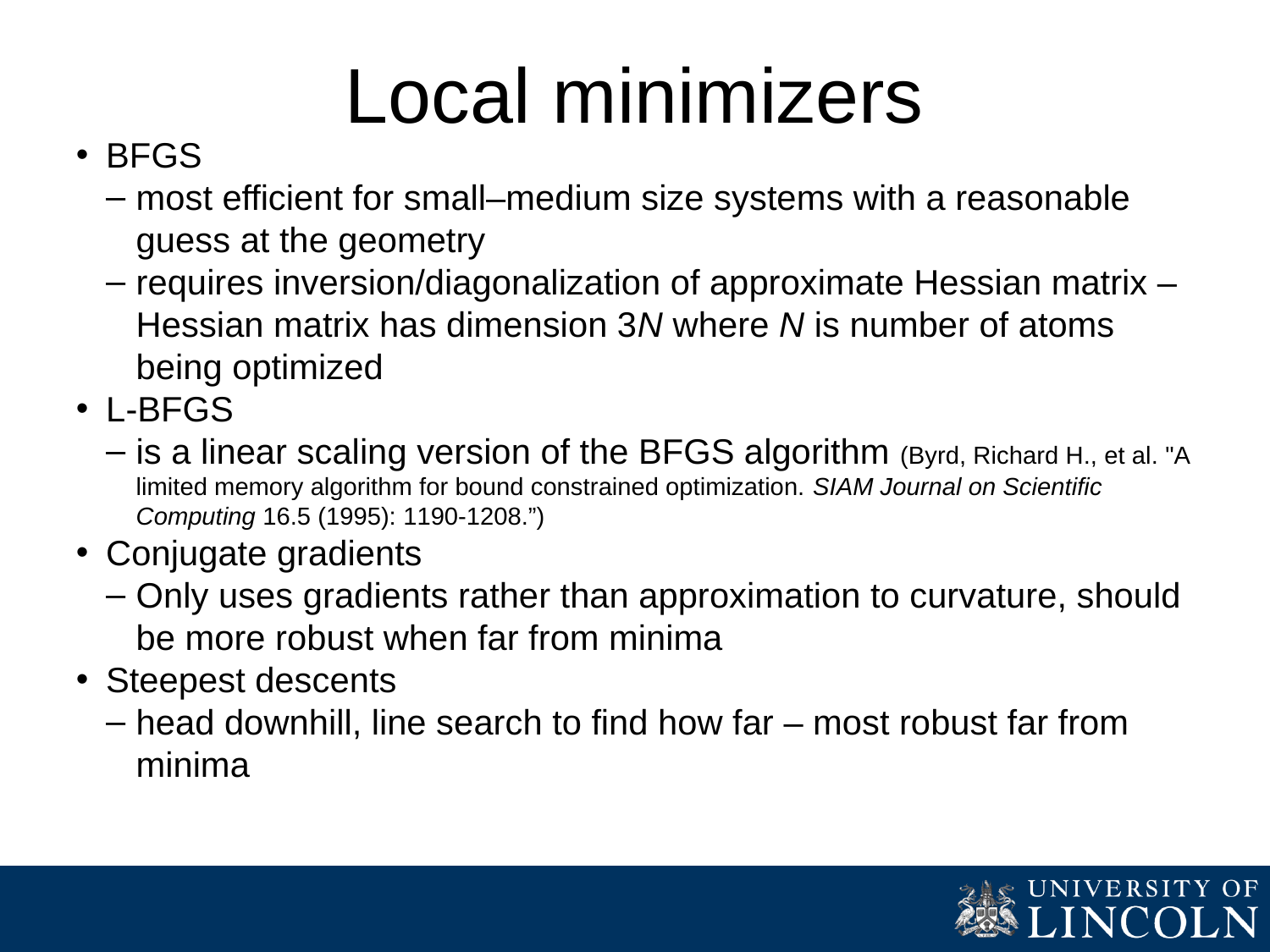# Local minimizers

- BFGS
  - most efficient for small–medium size systems with a reasonable guess at the geometry
  - requires inversion/diagonalization of approximate Hessian matrix – Hessian matrix has dimension 3*N* where *N* is number of atoms being optimized
- L-BFGS
  - is a linear scaling version of the BFGS algorithm (Byrd, Richard H., et al. "A limited memory algorithm for bound constrained optimization. *SIAM Journal on Scientific Computing* 16.5 (1995): 1190-1208.")
- Conjugate gradients
  - Only uses gradients rather than approximation to curvature, should be more robust when far from minima
- Steepest descents
  - head downhill, line search to find how far – most robust far from minima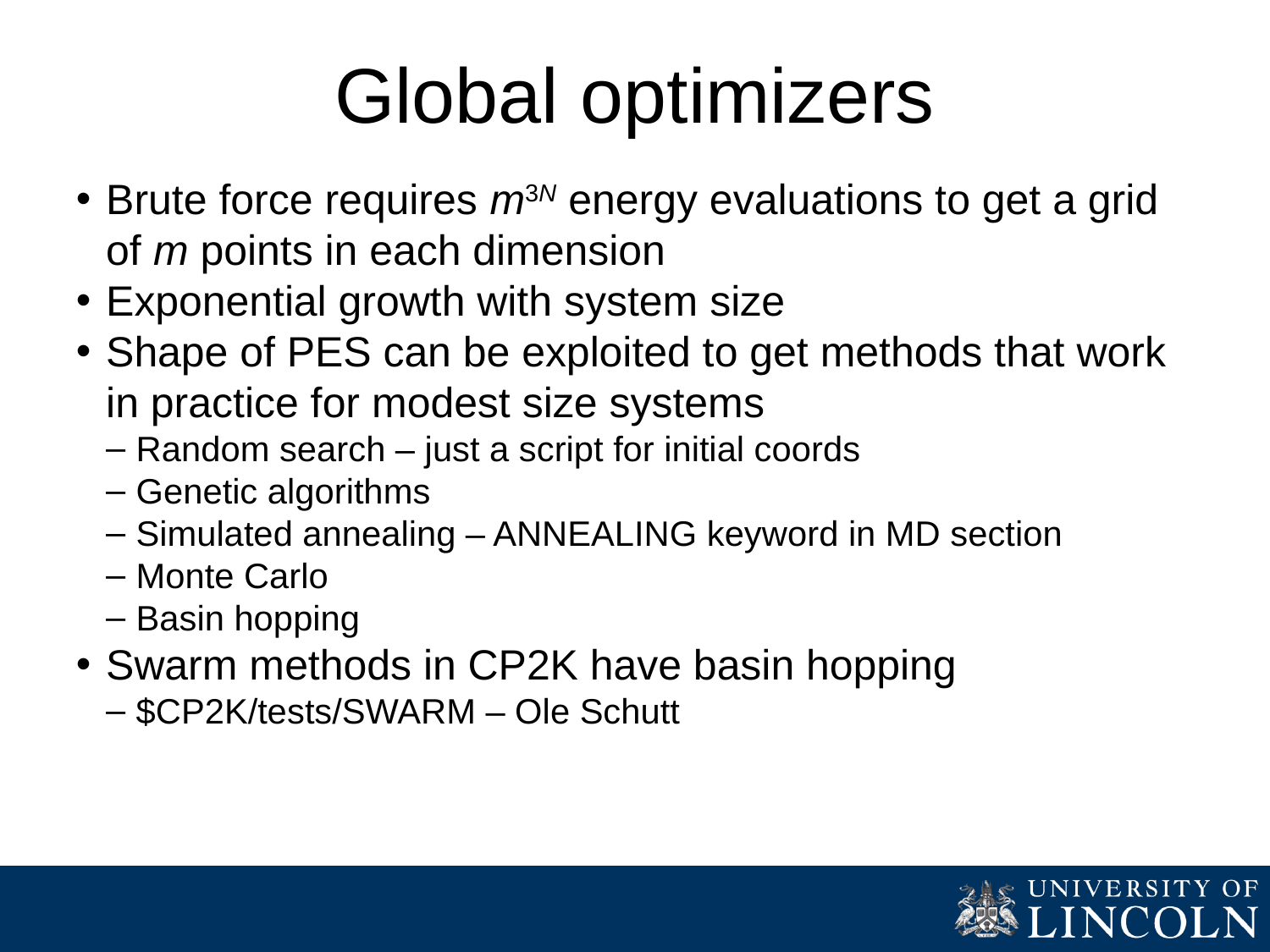# Global optimizers

- Brute force requires $m^{3N}$ energy evaluations to get a grid of $m$ points in each dimension
- Exponential growth with system size
- Shape of PES can be exploited to get methods that work in practice for modest size systems
  - Random search – just a script for initial coords
  - Genetic algorithms
  - Simulated annealing – ANNEALING keyword in MD section
  - Monte Carlo
  - Basin hopping
- Swarm methods in CP2K have basin hopping
  - $CP2K/tests/SWARM – Ole Schutt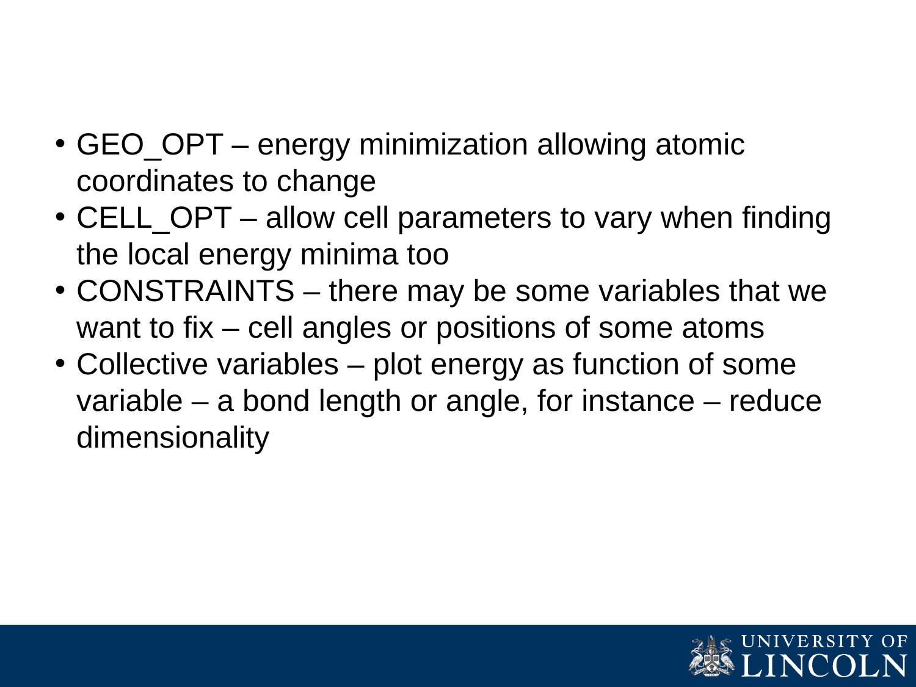- GEO_OPT – energy minimization allowing atomic coordinates to change
- CELL_OPT – allow cell parameters to vary when finding the local energy minima too
- CONSTRAINTS – there may be some variables that we want to fix – cell angles or positions of some atoms
- Collective variables – plot energy as function of some variable – a bond length or angle, for instance – reduce dimensionality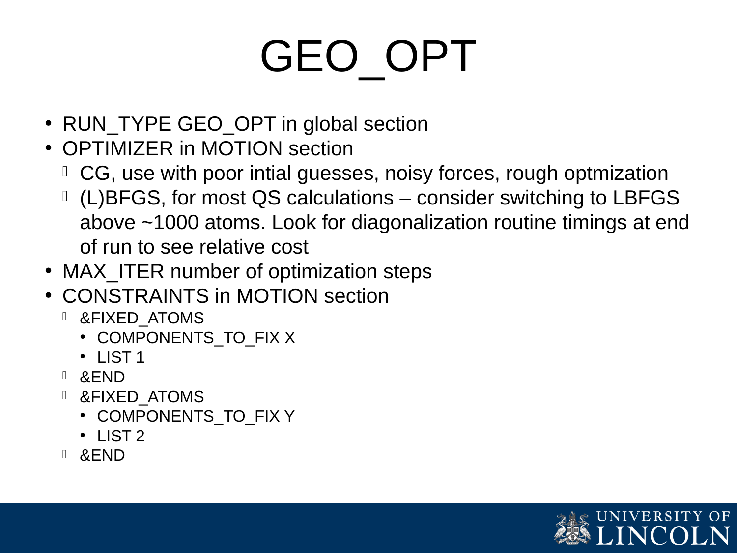# GEO_OPT

- RUN_TYPE GEO_OPT in global section
- OPTIMIZER in MOTION section
  - CG, use with poor intial guesses, noisy forces, rough optmization
  - (L)BFGS, for most QS calculations – consider switching to LBFGS above ~1000 atoms. Look for diagonalization routine timings at end of run to see relative cost
- MAX_ITER number of optimization steps
- CONSTRAINTS in MOTION section
  - &FIXED_ATOMS
    - COMPONENTS_TO_FIX X
    - LIST 1
  - &END
  - &FIXED_ATOMS
    - COMPONENTS_TO_FIX Y
    - LIST 2
  - &END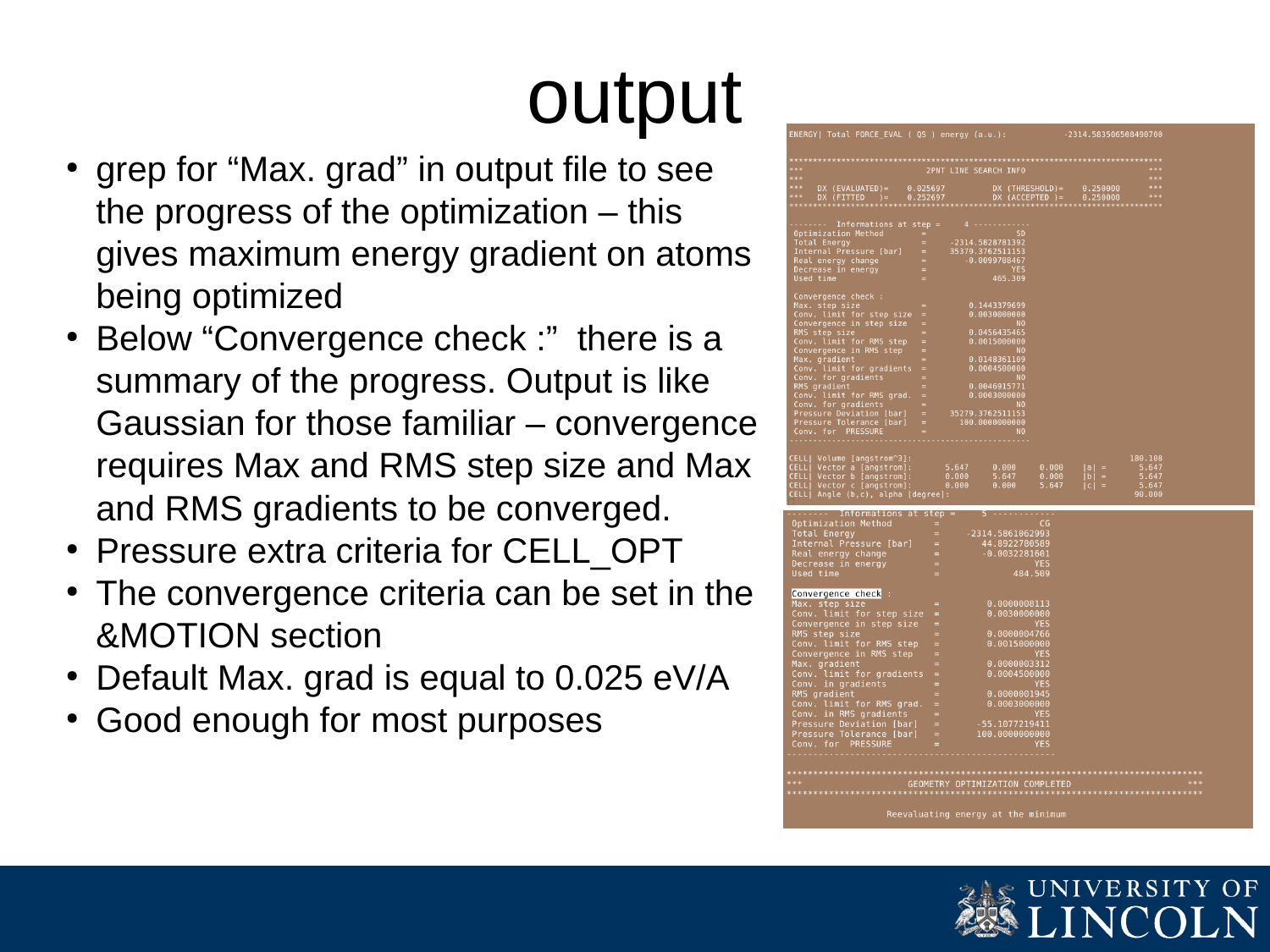# output

- grep for “Max. grad” in output file to see the progress of the optimization – this gives maximum energy gradient on atoms being optimized
- Below “Convergence check :” there is a summary of the progress. Output is like Gaussian for those familiar – convergence requires Max and RMS step size and Max and RMS gradients to be converged.
- Pressure extra criteria for CELL_OPT
- The convergence criteria can be set in the &MOTION section
- Default Max. grad is equal to 0.025 eV/A
- Good enough for most purposes

```
ENERGY| Total FORCE_EVAL ( QS ) energy (a.u.):          -2314.583506508490700

 *******************************************************************************
 ***                         2PNT LINE SEARCH INFO                           ***
 ***                                                                         ***
 ***   DX (EVALUATED)=    0.025697          DX (THRESHOLD)=    0.250000      ***
 ***   DX (FITTED   )=    0.252697          DX (ACCEPTED )=    0.250000      ***
 *******************************************************************************

 --------  Informations at step =     4 ------------
  Optimization Method        =                   SD
  Total Energy               =      -2314.5828781392
  Internal Pressure [bar]    =      35379.3762511153
  Real energy change         =         -0.0099708467
  Decrease in energy         =                  YES
  Used time                  =              465.309

  Convergence check :
  Max. step size             =          0.1443379699
  Conv. limit for step size  =          0.0030000000
  Convergence in step size   =                    NO
  RMS step size              =          0.0456435465
  Conv. limit for RMS step   =          0.0015000000
  Convergence in RMS step    =                    NO
  Max. gradient              =          0.0148361109
  Conv. limit for gradients  =          0.0004500000
  Conv. for gradients        =                    NO
  RMS gradient               =          0.0046915771
  Conv. limit for RMS grad.  =          0.0003000000
  Conv. for gradients        =                    NO
  Pressure Deviation [bar]   =      35279.3762511153
  Pressure Tolerance [bar]   =        100.0000000000
  Conv. for  PRESSURE        =                    NO
 ---------------------------------------------------

 CELL| Volume [angstrom^3]:                                               180.108
 CELL| Vector a [angstrom]:        5.647     0.000     0.000    |a| =     5.647
 CELL| Vector b [angstrom]:        0.000     5.647     0.000    |b| =     5.647
 CELL| Vector c [angstrom]:        0.000     0.000     5.647    |c| =     5.647
 CELL| Angle (b,c), alpha [degree]:                                        90.000

 --------  Informations at step =     5 ------------
  Optimization Method        =                   CG
  Total Energy               =      -2314.5861062993
  Internal Pressure [bar]    =         44.8922780589
  Real energy change         =         -0.0032281601
  Decrease in energy         =                  YES
  Used time                  =              484.509

  Convergence check :
  Max. step size             =          0.0000008113
  Conv. limit for step size  =          0.0030000000
  Convergence in step size   =                   YES
  RMS step size              =          0.0000004766
  Conv. limit for RMS step   =          0.0015000000
  Convergence in RMS step    =                   YES
  Max. gradient              =          0.0000003312
  Conv. limit for gradients  =          0.0004500000
  Conv. in gradients         =                   YES
  RMS gradient               =          0.0000001945
  Conv. limit for RMS grad.  =          0.0003000000
  Conv. in RMS gradients     =                   YES
  Pressure Deviation [bar]   =        -55.1077219411
  Pressure Tolerance [bar]   =        100.0000000000
  Conv. for  PRESSURE        =                   YES
 ---------------------------------------------------

 *******************************************************************************
 ***                    GEOMETRY OPTIMIZATION COMPLETED                      ***
 *******************************************************************************

                      Reevaluating energy at the minimum
```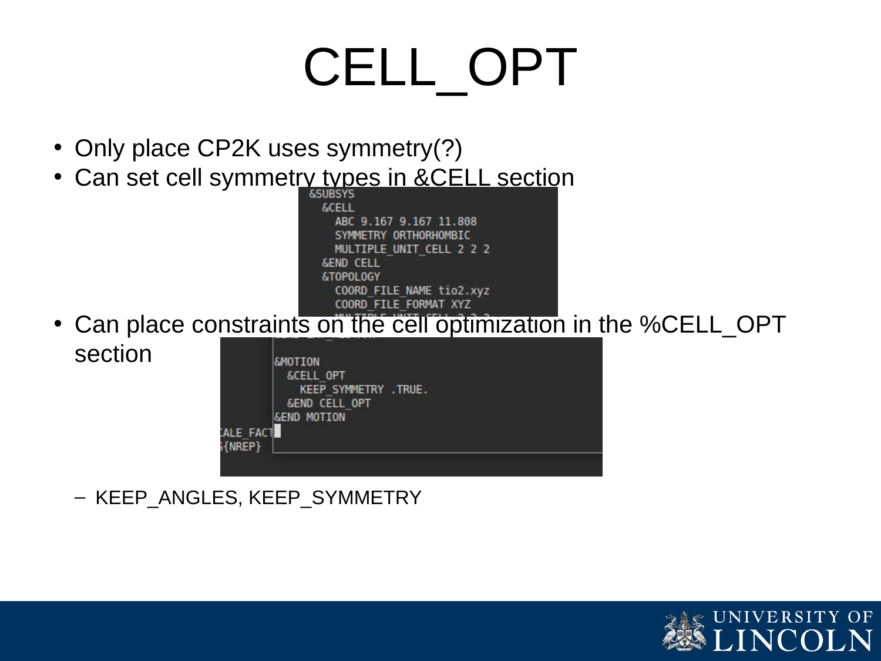# CELL_OPT

- Only place CP2K uses symmetry(?)
- Can set cell symmetry types in &CELL section

```
&SUBSYS
  &CELL
    ABC 9.167 9.167 11.808
    SYMMETRY ORTHORHOMBIC
    MULTIPLE_UNIT_CELL 2 2 2
  &END CELL
  &TOPOLOGY
    COORD_FILE_NAME tio2.xyz
    COORD_FILE_FORMAT XYZ
```

- Can place constraints on the cell optimization in the %CELL_OPT section

```
&MOTION
  &CELL_OPT
    KEEP_SYMMETRY .TRUE.
  &END CELL_OPT
&END MOTION
```

  - KEEP_ANGLES, KEEP_SYMMETRY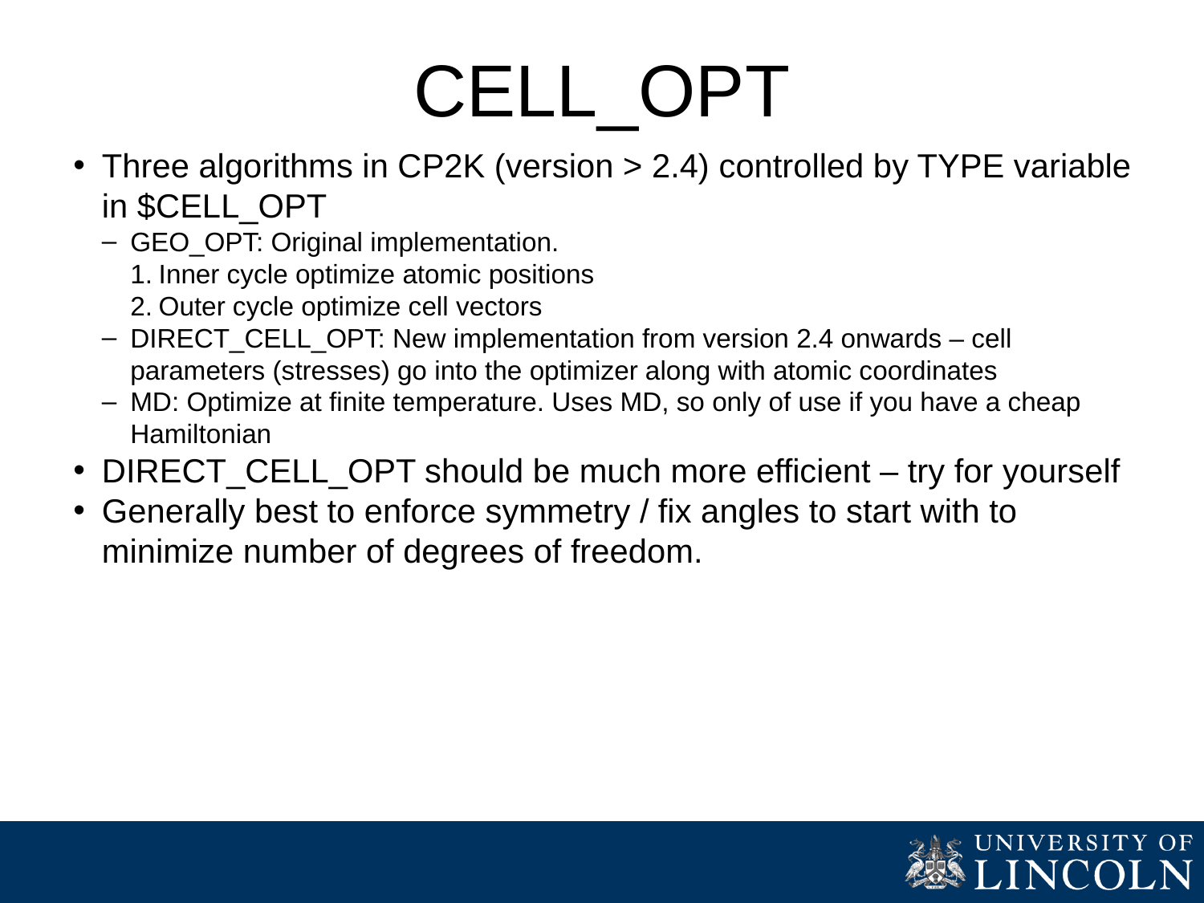# CELL_OPT

- Three algorithms in CP2K (version > 2.4) controlled by TYPE variable in $CELL_OPT
  - GEO_OPT: Original implementation.
    1. Inner cycle optimize atomic positions
    2. Outer cycle optimize cell vectors
  - DIRECT_CELL_OPT: New implementation from version 2.4 onwards – cell parameters (stresses) go into the optimizer along with atomic coordinates
  - MD: Optimize at finite temperature. Uses MD, so only of use if you have a cheap Hamiltonian
- DIRECT_CELL_OPT should be much more efficient – try for yourself
- Generally best to enforce symmetry / fix angles to start with to minimize number of degrees of freedom.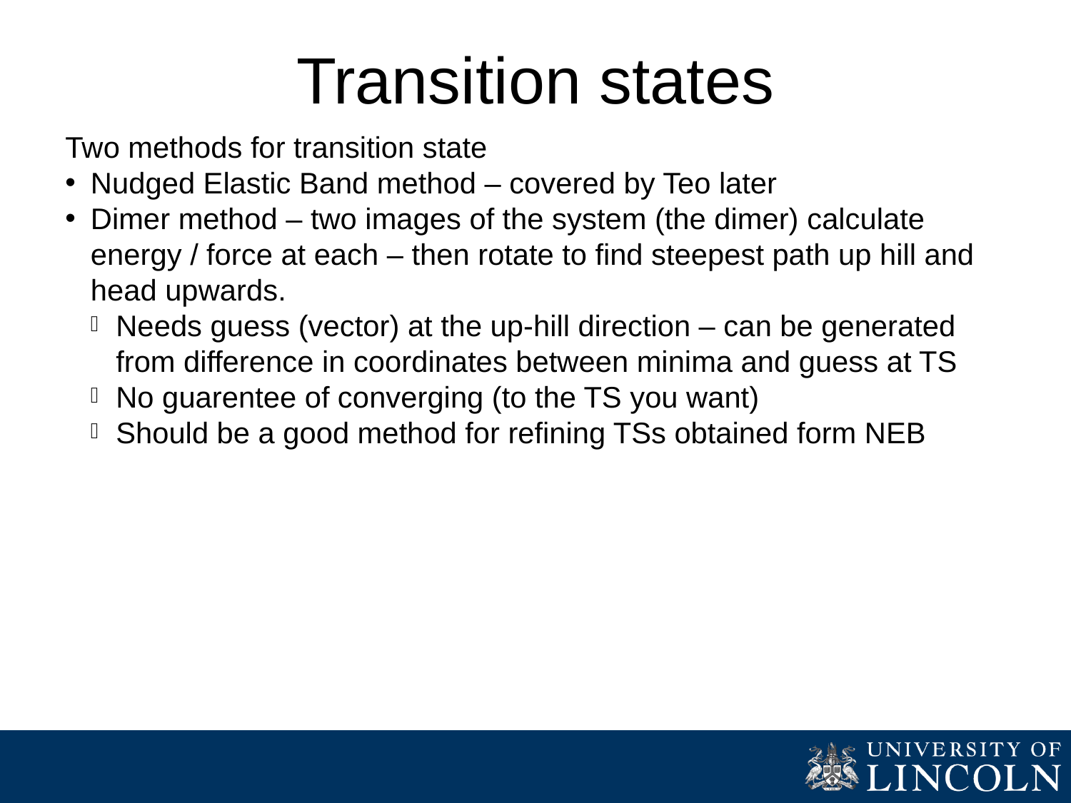# Transition states

Two methods for transition state

- Nudged Elastic Band method – covered by Teo later
- Dimer method – two images of the system (the dimer) calculate energy / force at each – then rotate to find steepest path up hill and head upwards.
  - Needs guess (vector) at the up-hill direction – can be generated from difference in coordinates between minima and guess at TS
  - No guarentee of converging (to the TS you want)
  - Should be a good method for refining TSs obtained form NEB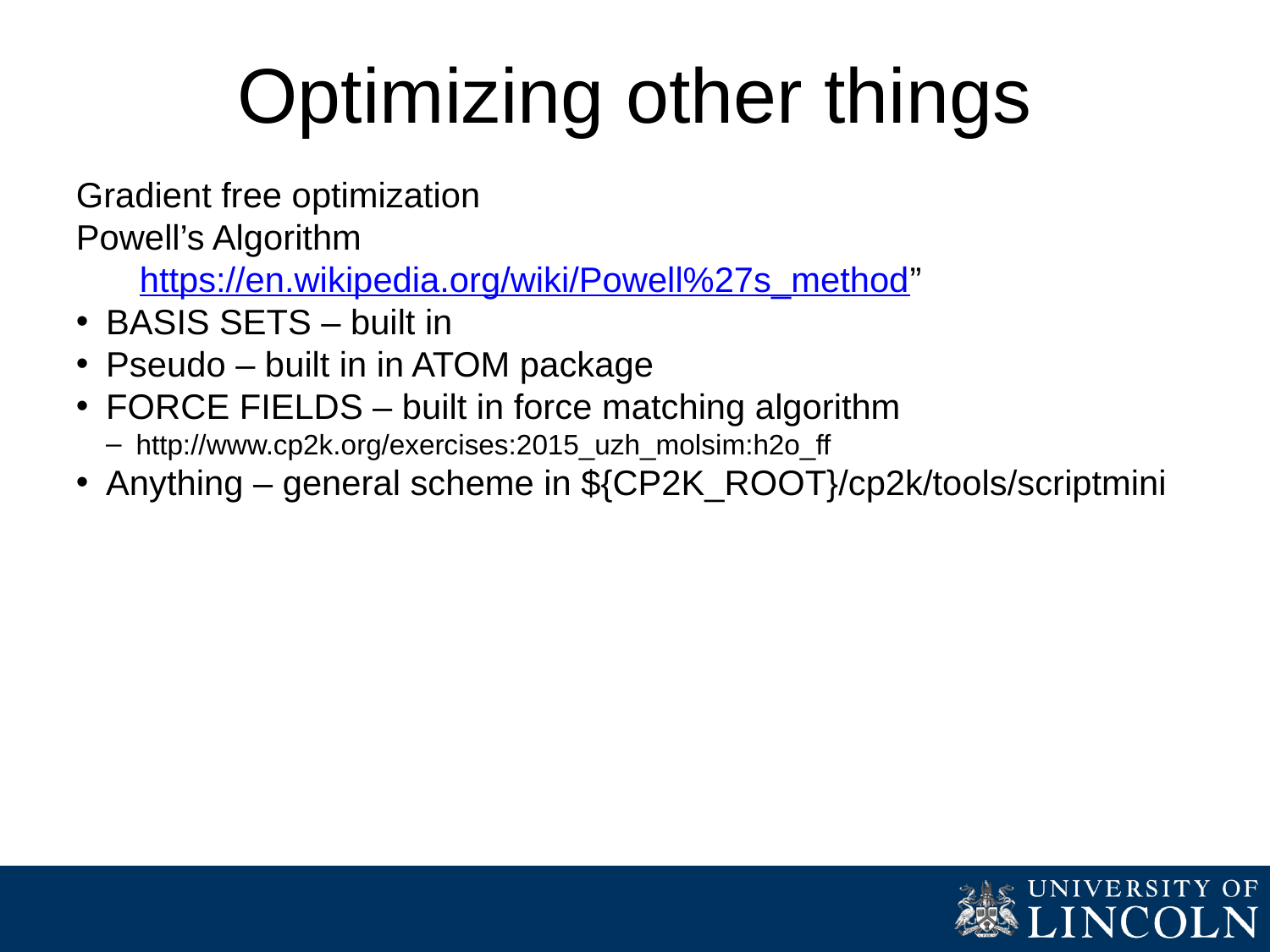# Optimizing other things

Gradient free optimization

Powell's Algorithm

[https://en.wikipedia.org/wiki/Powell%27s_method](https://en.wikipedia.org/wiki/Powell%27s_method)"

- BASIS SETS – built in
- Pseudo – built in in ATOM package
- FORCE FIELDS – built in force matching algorithm
  - http://www.cp2k.org/exercises:2015_uzh_molsim:h2o_ff
- Anything – general scheme in ${CP2K_ROOT}/cp2k/tools/scriptmini